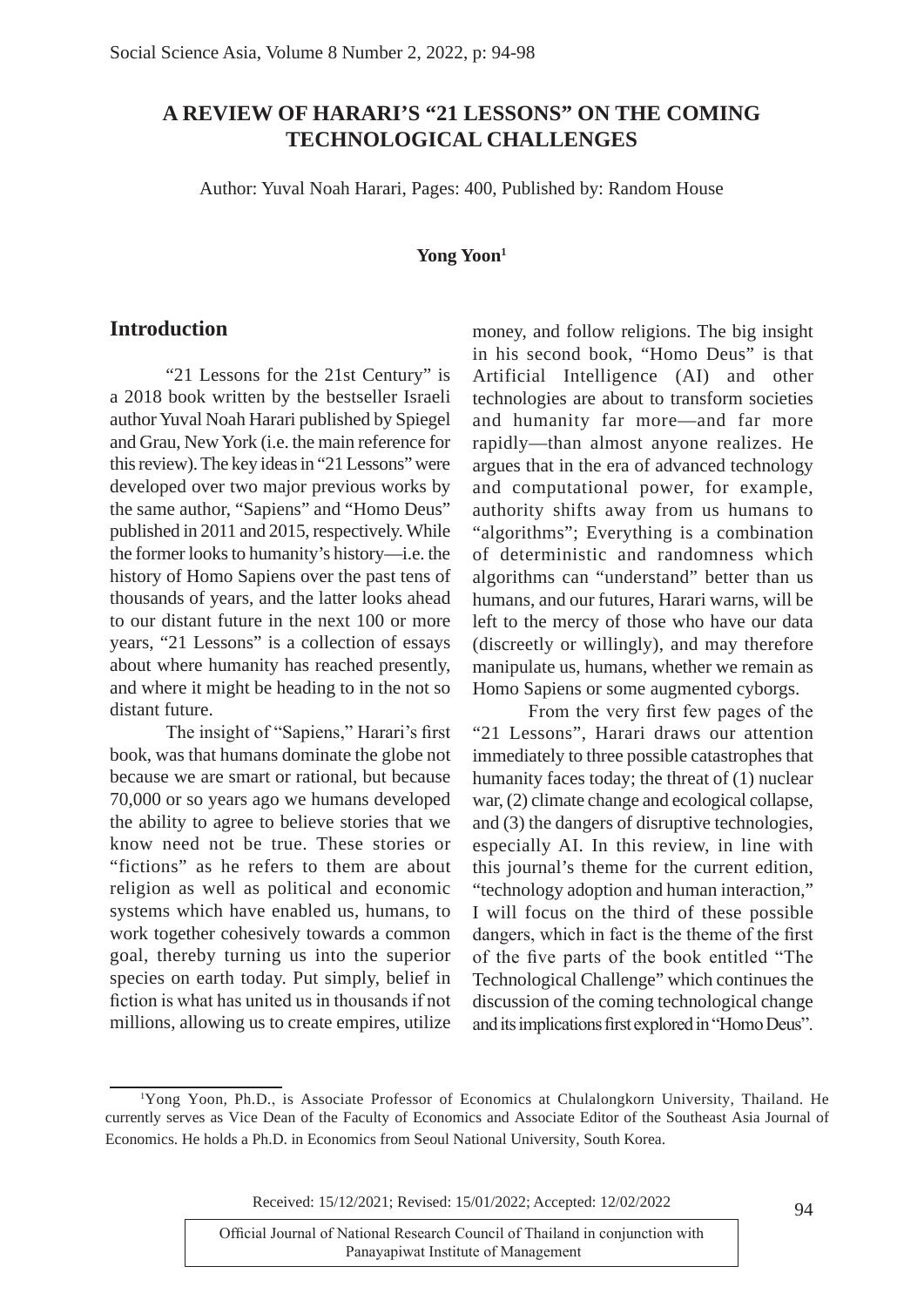# A REVIEW OF HARARI'S "21 LESSONS" ON THE COMING TECHNOLOGICAL CHALLENGES

Author: Yuval Noah Harari, Pages: 400, Published by: Random House

**Yong Yoon**[1]

## Introduction

"21 Lessons for the 21st Century" is a 2018 book written by the bestseller Israeli author Yuval Noah Harari published by Spiegel and Grau, New York (i.e. the main reference for this review). The key ideas in "21 Lessons" were developed over two major previous works by the same author, "Sapiens" and "Homo Deus" published in 2011 and 2015, respectively. While the former looks to humanity's history—i.e. the history of Homo Sapiens over the past tens of thousands of years, and the latter looks ahead to our distant future in the next 100 or more years, "21 Lessons" is a collection of essays about where humanity has reached presently, and where it might be heading to in the not so distant future.

The insight of "Sapiens," Harari's first book, was that humans dominate the globe not because we are smart or rational, but because 70,000 or so years ago we humans developed the ability to agree to believe stories that we know need not be true. These stories or "fictions" as he refers to them are about religion as well as political and economic systems which have enabled us, humans, to work together cohesively towards a common goal, thereby turning us into the superior species on earth today. Put simply, belief in fiction is what has united us in thousands if not millions, allowing us to create empires, utilize money, and follow religions. The big insight in his second book, "Homo Deus" is that Artificial Intelligence (AI) and other technologies are about to transform societies and humanity far more—and far more rapidly—than almost anyone realizes. He argues that in the era of advanced technology and computational power, for example, authority shifts away from us humans to "algorithms"; Everything is a combination of deterministic and randomness which algorithms can "understand" better than us humans, and our futures, Harari warns, will be left to the mercy of those who have our data (discreetly or willingly), and may therefore manipulate us, humans, whether we remain as Homo Sapiens or some augmented cyborgs.

From the very first few pages of the "21 Lessons", Harari draws our attention immediately to three possible catastrophes that humanity faces today; the threat of (1) nuclear war, (2) climate change and ecological collapse, and (3) the dangers of disruptive technologies, especially AI. In this review, in line with this journal's theme for the current edition, "technology adoption and human interaction," I will focus on the third of these possible dangers, which in fact is the theme of the first of the five parts of the book entitled "The Technological Challenge" which continues the discussion of the coming technological change and its implications first explored in "Homo Deus".

---

[1] Yong Yoon, Ph.D., is Associate Professor of Economics at Chulalongkorn University, Thailand. He currently serves as Vice Dean of the Faculty of Economics and Associate Editor of the Southeast Asia Journal of Economics. He holds a Ph.D. in Economics from Seoul National University, South Korea.

Received: 15/12/2021; Revised: 15/01/2022; Accepted: 12/02/2022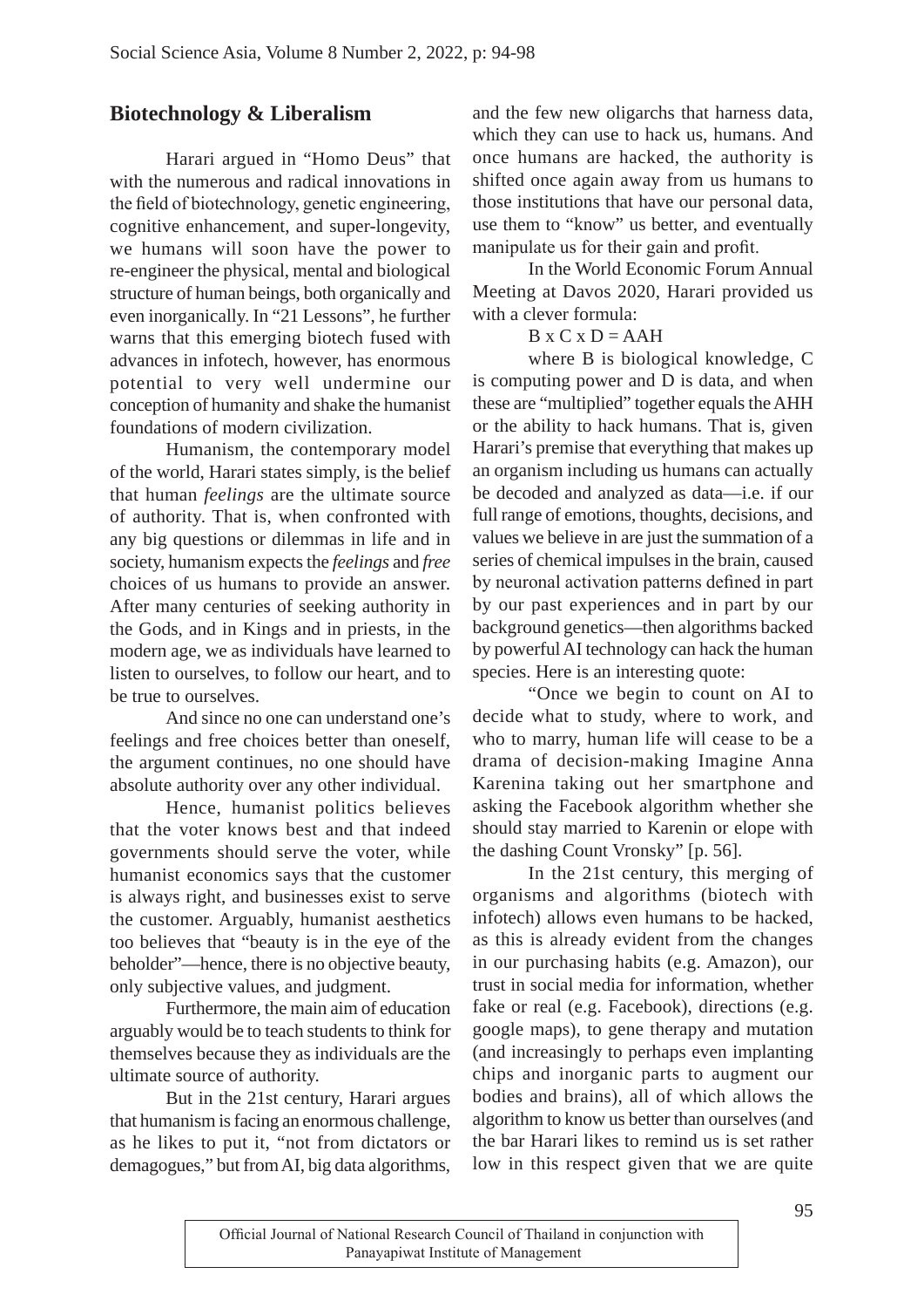## Biotechnology & Liberalism

Harari argued in "Homo Deus" that with the numerous and radical innovations in the field of biotechnology, genetic engineering, cognitive enhancement, and super-longevity, we humans will soon have the power to re-engineer the physical, mental and biological structure of human beings, both organically and even inorganically. In "21 Lessons", he further warns that this emerging biotech fused with advances in infotech, however, has enormous potential to very well undermine our conception of humanity and shake the humanist foundations of modern civilization.

Humanism, the contemporary model of the world, Harari states simply, is the belief that human *feelings* are the ultimate source of authority. That is, when confronted with any big questions or dilemmas in life and in society, humanism expects the *feelings* and *free* choices of us humans to provide an answer. After many centuries of seeking authority in the Gods, and in Kings and in priests, in the modern age, we as individuals have learned to listen to ourselves, to follow our heart, and to be true to ourselves.

And since no one can understand one's feelings and free choices better than oneself, the argument continues, no one should have absolute authority over any other individual.

Hence, humanist politics believes that the voter knows best and that indeed governments should serve the voter, while humanist economics says that the customer is always right, and businesses exist to serve the customer. Arguably, humanist aesthetics too believes that "beauty is in the eye of the beholder"—hence, there is no objective beauty, only subjective values, and judgment.

Furthermore, the main aim of education arguably would be to teach students to think for themselves because they as individuals are the ultimate source of authority.

But in the 21st century, Harari argues that humanism is facing an enormous challenge, as he likes to put it, "not from dictators or demagogues," but from AI, big data algorithms, and the few new oligarchs that harness data, which they can use to hack us, humans. And once humans are hacked, the authority is shifted once again away from us humans to those institutions that have our personal data, use them to "know" us better, and eventually manipulate us for their gain and profit.

In the World Economic Forum Annual Meeting at Davos 2020, Harari provided us with a clever formula:

$$B \times C \times D = AAH$$

where B is biological knowledge, C is computing power and D is data, and when these are "multiplied" together equals the AHH or the ability to hack humans. That is, given Harari's premise that everything that makes up an organism including us humans can actually be decoded and analyzed as data—i.e. if our full range of emotions, thoughts, decisions, and values we believe in are just the summation of a series of chemical impulses in the brain, caused by neuronal activation patterns defined in part by our past experiences and in part by our background genetics—then algorithms backed by powerful AI technology can hack the human species. Here is an interesting quote:

"Once we begin to count on AI to decide what to study, where to work, and who to marry, human life will cease to be a drama of decision-making Imagine Anna Karenina taking out her smartphone and asking the Facebook algorithm whether she should stay married to Karenin or elope with the dashing Count Vronsky" [p. 56].

In the 21st century, this merging of organisms and algorithms (biotech with infotech) allows even humans to be hacked, as this is already evident from the changes in our purchasing habits (e.g. Amazon), our trust in social media for information, whether fake or real (e.g. Facebook), directions (e.g. google maps), to gene therapy and mutation (and increasingly to perhaps even implanting chips and inorganic parts to augment our bodies and brains), all of which allows the algorithm to know us better than ourselves (and the bar Harari likes to remind us is set rather low in this respect given that we are quite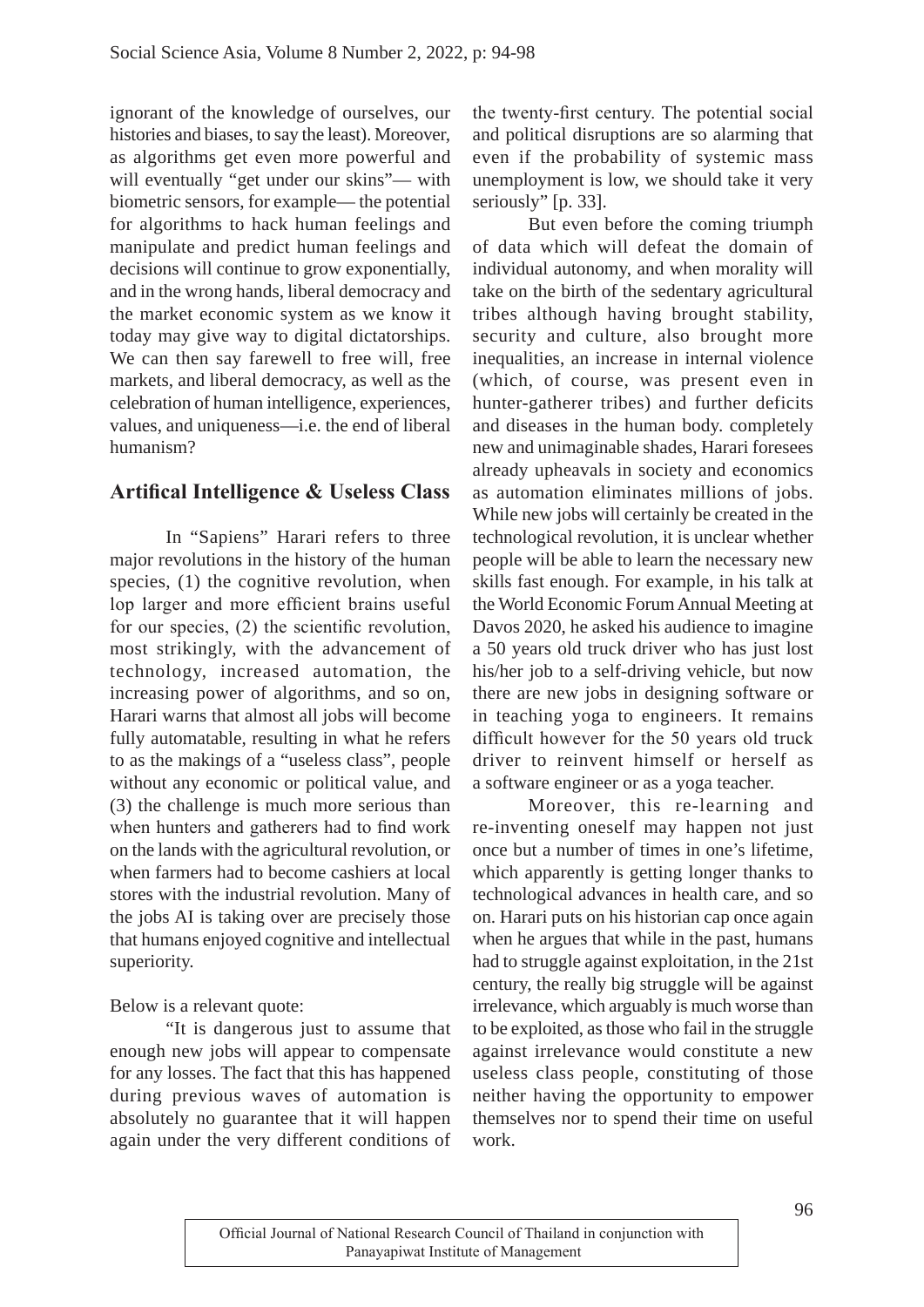ignorant of the knowledge of ourselves, our histories and biases, to say the least). Moreover, as algorithms get even more powerful and will eventually "get under our skins"— with biometric sensors, for example— the potential for algorithms to hack human feelings and manipulate and predict human feelings and decisions will continue to grow exponentially, and in the wrong hands, liberal democracy and the market economic system as we know it today may give way to digital dictatorships. We can then say farewell to free will, free markets, and liberal democracy, as well as the celebration of human intelligence, experiences, values, and uniqueness—i.e. the end of liberal humanism?

## Artifical Intelligence & Useless Class

In "Sapiens" Harari refers to three major revolutions in the history of the human species, (1) the cognitive revolution, when lop larger and more efficient brains useful for our species, (2) the scientific revolution, most strikingly, with the advancement of technology, increased automation, the increasing power of algorithms, and so on, Harari warns that almost all jobs will become fully automatable, resulting in what he refers to as the makings of a "useless class", people without any economic or political value, and (3) the challenge is much more serious than when hunters and gatherers had to find work on the lands with the agricultural revolution, or when farmers had to become cashiers at local stores with the industrial revolution. Many of the jobs AI is taking over are precisely those that humans enjoyed cognitive and intellectual superiority.

Below is a relevant quote:

"It is dangerous just to assume that enough new jobs will appear to compensate for any losses. The fact that this has happened during previous waves of automation is absolutely no guarantee that it will happen again under the very different conditions of the twenty-first century. The potential social and political disruptions are so alarming that even if the probability of systemic mass unemployment is low, we should take it very seriously" [p. 33].

But even before the coming triumph of data which will defeat the domain of individual autonomy, and when morality will take on the birth of the sedentary agricultural tribes although having brought stability, security and culture, also brought more inequalities, an increase in internal violence (which, of course, was present even in hunter-gatherer tribes) and further deficits and diseases in the human body. completely new and unimaginable shades, Harari foresees already upheavals in society and economics as automation eliminates millions of jobs. While new jobs will certainly be created in the technological revolution, it is unclear whether people will be able to learn the necessary new skills fast enough. For example, in his talk at the World Economic Forum Annual Meeting at Davos 2020, he asked his audience to imagine a 50 years old truck driver who has just lost his/her job to a self-driving vehicle, but now there are new jobs in designing software or in teaching yoga to engineers. It remains difficult however for the 50 years old truck driver to reinvent himself or herself as a software engineer or as a yoga teacher.

Moreover, this re-learning and re-inventing oneself may happen not just once but a number of times in one's lifetime, which apparently is getting longer thanks to technological advances in health care, and so on. Harari puts on his historian cap once again when he argues that while in the past, humans had to struggle against exploitation, in the 21st century, the really big struggle will be against irrelevance, which arguably is much worse than to be exploited, as those who fail in the struggle against irrelevance would constitute a new useless class people, constituting of those neither having the opportunity to empower themselves nor to spend their time on useful work.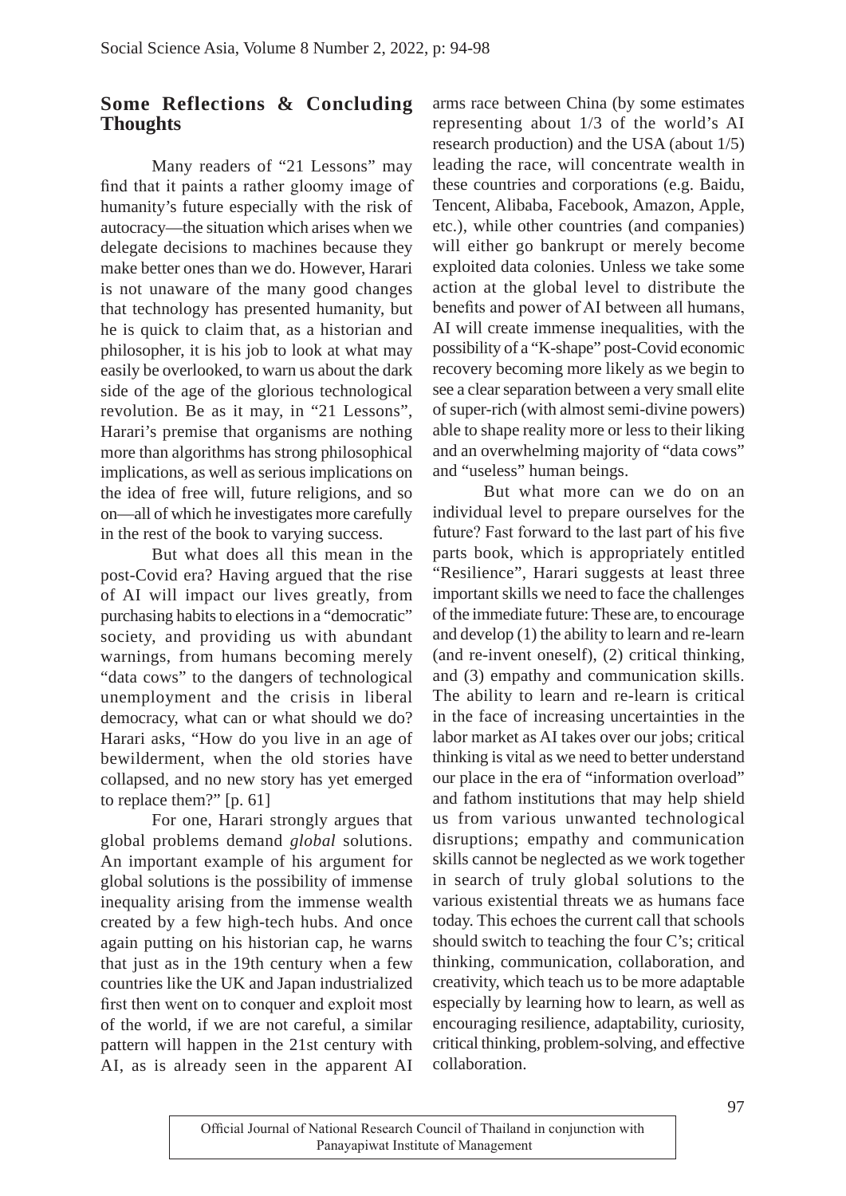## Some Reflections & Concluding Thoughts

Many readers of "21 Lessons" may find that it paints a rather gloomy image of humanity's future especially with the risk of autocracy—the situation which arises when we delegate decisions to machines because they make better ones than we do. However, Harari is not unaware of the many good changes that technology has presented humanity, but he is quick to claim that, as a historian and philosopher, it is his job to look at what may easily be overlooked, to warn us about the dark side of the age of the glorious technological revolution. Be as it may, in "21 Lessons", Harari's premise that organisms are nothing more than algorithms has strong philosophical implications, as well as serious implications on the idea of free will, future religions, and so on—all of which he investigates more carefully in the rest of the book to varying success.

But what does all this mean in the post-Covid era? Having argued that the rise of AI will impact our lives greatly, from purchasing habits to elections in a "democratic" society, and providing us with abundant warnings, from humans becoming merely "data cows" to the dangers of technological unemployment and the crisis in liberal democracy, what can or what should we do? Harari asks, "How do you live in an age of bewilderment, when the old stories have collapsed, and no new story has yet emerged to replace them?" [p. 61]

For one, Harari strongly argues that global problems demand *global* solutions. An important example of his argument for global solutions is the possibility of immense inequality arising from the immense wealth created by a few high-tech hubs. And once again putting on his historian cap, he warns that just as in the 19th century when a few countries like the UK and Japan industrialized first then went on to conquer and exploit most of the world, if we are not careful, a similar pattern will happen in the 21st century with AI, as is already seen in the apparent AI arms race between China (by some estimates representing about 1/3 of the world's AI research production) and the USA (about 1/5) leading the race, will concentrate wealth in these countries and corporations (e.g. Baidu, Tencent, Alibaba, Facebook, Amazon, Apple, etc.), while other countries (and companies) will either go bankrupt or merely become exploited data colonies. Unless we take some action at the global level to distribute the benefits and power of AI between all humans, AI will create immense inequalities, with the possibility of a "K-shape" post-Covid economic recovery becoming more likely as we begin to see a clear separation between a very small elite of super-rich (with almost semi-divine powers) able to shape reality more or less to their liking and an overwhelming majority of "data cows" and "useless" human beings.

But what more can we do on an individual level to prepare ourselves for the future? Fast forward to the last part of his five parts book, which is appropriately entitled "Resilience", Harari suggests at least three important skills we need to face the challenges of the immediate future: These are, to encourage and develop (1) the ability to learn and re-learn (and re-invent oneself), (2) critical thinking, and (3) empathy and communication skills. The ability to learn and re-learn is critical in the face of increasing uncertainties in the labor market as AI takes over our jobs; critical thinking is vital as we need to better understand our place in the era of "information overload" and fathom institutions that may help shield us from various unwanted technological disruptions; empathy and communication skills cannot be neglected as we work together in search of truly global solutions to the various existential threats we as humans face today. This echoes the current call that schools should switch to teaching the four C's; critical thinking, communication, collaboration, and creativity, which teach us to be more adaptable especially by learning how to learn, as well as encouraging resilience, adaptability, curiosity, critical thinking, problem-solving, and effective collaboration.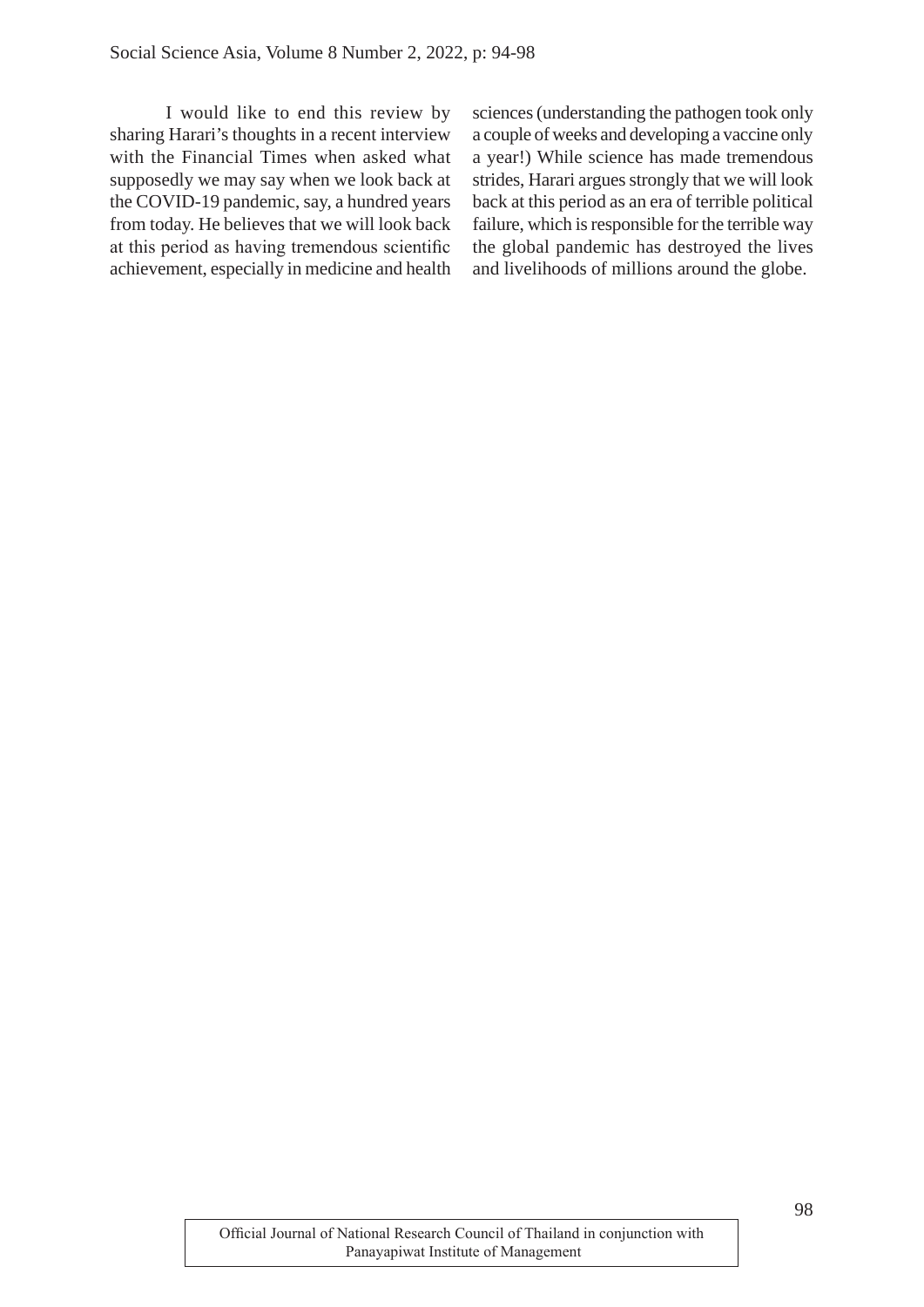I would like to end this review by sharing Harari's thoughts in a recent interview with the Financial Times when asked what supposedly we may say when we look back at the COVID-19 pandemic, say, a hundred years from today. He believes that we will look back at this period as having tremendous scientific achievement, especially in medicine and health sciences (understanding the pathogen took only a couple of weeks and developing a vaccine only a year!) While science has made tremendous strides, Harari argues strongly that we will look back at this period as an era of terrible political failure, which is responsible for the terrible way the global pandemic has destroyed the lives and livelihoods of millions around the globe.